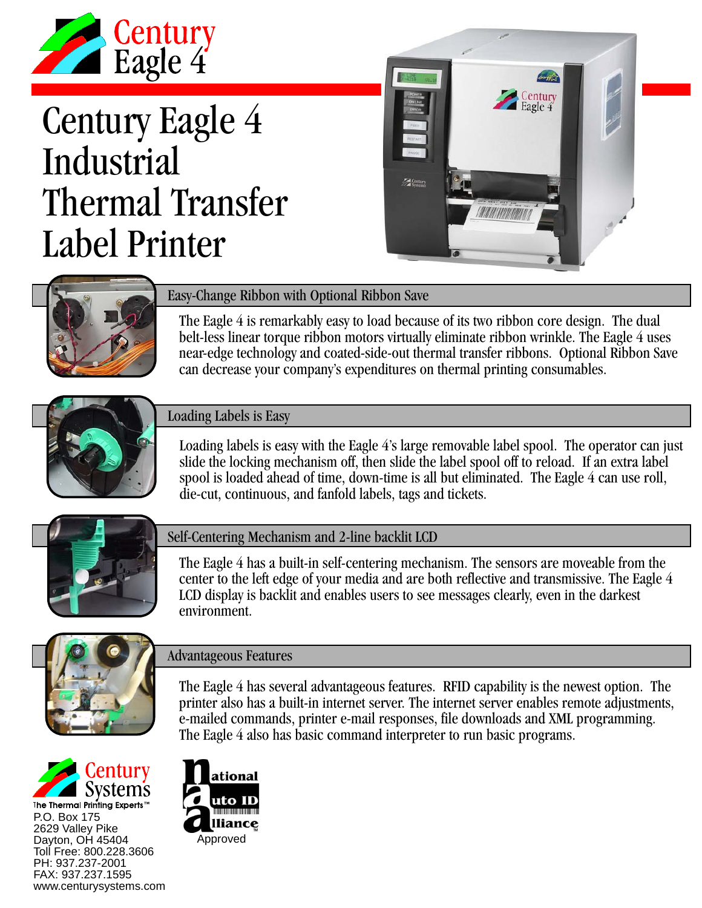Century Eagle 4

# Century Eagle 4 Industrial Thermal Transfer Label Printer

## Easy-Change Ribbon with Optional Ribbon Save

The Eagle 4 is remarkably easy to load because of its two ribbon core design. The dual belt-less linear torque ribbon motors virtually eliminate ribbon wrinkle. The Eagle 4 uses near-edge technology and coated-side-out thermal transfer ribbons. Optional Ribbon Save can decrease your company's expenditures on thermal printing consumables.

## Loading Labels is Easy

Loading labels is easy with the Eagle 4's large removable label spool. The operator can just slide the locking mechanism off, then slide the label spool off to reload. If an extra label spool is loaded ahead of time, down-time is all but eliminated. The Eagle 4 can use roll, die-cut, continuous, and fanfold labels, tags and tickets.

## Self-Centering Mechanism and 2-line backlit LCD

The Eagle 4 has a built-in self-centering mechanism. The sensors are moveable from the center to the left edge of your media and are both reflective and transmissive. The Eagle 4 LCD display is backlit and enables users to see messages clearly, even in the darkest environment.

## Advantageous Features

The Eagle 4 has several advantageous features. RFID capability is the newest option. The printer also has a built-in internet server. The internet server enables remote adjustments, e-mailed commands, printer e-mail responses, file downloads and XML programming. The Eagle 4 also has basic command interpreter to run basic programs.

Century Systems
The Thermal Printing Experts™
P.O. Box 175
2629 Valley Pike
Dayton, OH 45404
Toll Free: 800.228.3606
PH: 937.237-2001
FAX: 937.237.1595
www.centurysystems.com

National Auto ID Alliance
Approved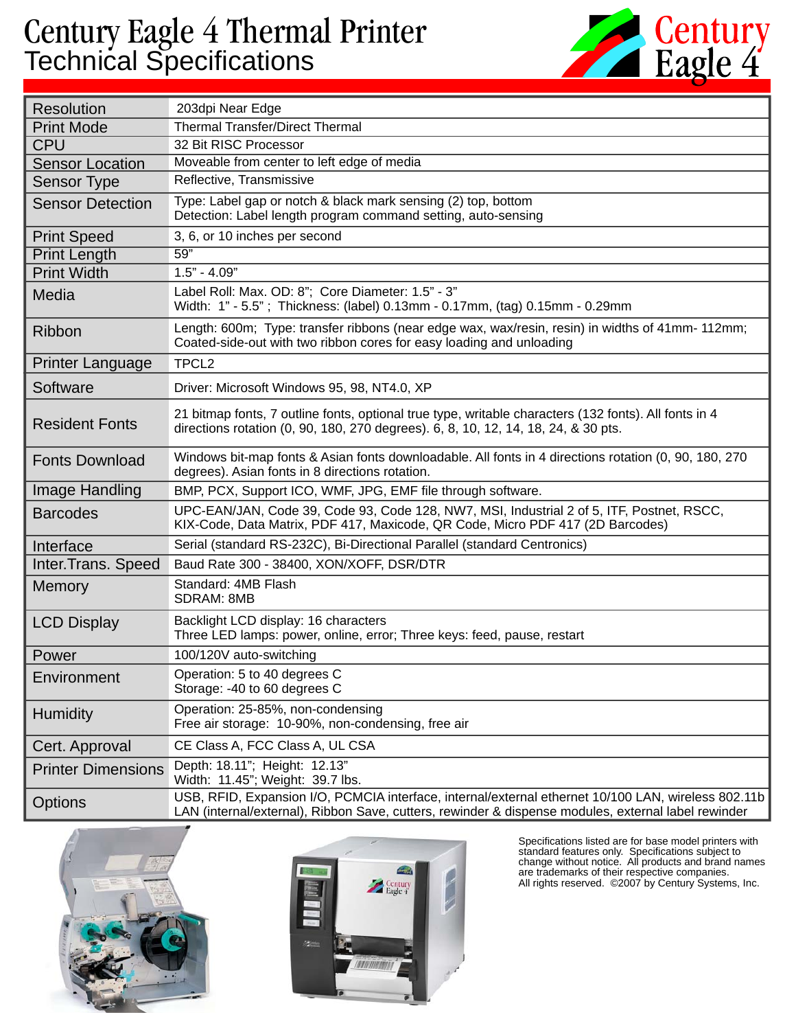# Century Eagle 4 Thermal Printer
## Technical Specifications

| | |
|---|---|
| Resolution | 203dpi Near Edge |
| Print Mode | Thermal Transfer/Direct Thermal |
| CPU | 32 Bit RISC Processor |
| Sensor Location | Moveable from center to left edge of media |
| Sensor Type | Reflective, Transmissive |
| Sensor Detection | Type: Label gap or notch & black mark sensing (2) top, bottom<br>Detection: Label length program command setting, auto-sensing |
| Print Speed | 3, 6, or 10 inches per second |
| Print Length | 59" |
| Print Width | 1.5" - 4.09" |
| Media | Label Roll: Max. OD: 8"; Core Diameter: 1.5" - 3"<br>Width: 1" - 5.5" ; Thickness: (label) 0.13mm - 0.17mm, (tag) 0.15mm - 0.29mm |
| Ribbon | Length: 600m; Type: transfer ribbons (near edge wax, wax/resin, resin) in widths of 41mm- 112mm;<br>Coated-side-out with two ribbon cores for easy loading and unloading |
| Printer Language | TPCL2 |
| Software | Driver: Microsoft Windows 95, 98, NT4.0, XP |
| Resident Fonts | 21 bitmap fonts, 7 outline fonts, optional true type, writable characters (132 fonts). All fonts in 4 directions rotation (0, 90, 180, 270 degrees). 6, 8, 10, 12, 14, 18, 24, & 30 pts. |
| Fonts Download | Windows bit-map fonts & Asian fonts downloadable. All fonts in 4 directions rotation (0, 90, 180, 270 degrees). Asian fonts in 8 directions rotation. |
| Image Handling | BMP, PCX, Support ICO, WMF, JPG, EMF file through software. |
| Barcodes | UPC-EAN/JAN, Code 39, Code 93, Code 128, NW7, MSI, Industrial 2 of 5, ITF, Postnet, RSCC, KIX-Code, Data Matrix, PDF 417, Maxicode, QR Code, Micro PDF 417 (2D Barcodes) |
| Interface | Serial (standard RS-232C), Bi-Directional Parallel (standard Centronics) |
| Inter.Trans. Speed | Baud Rate 300 - 38400, XON/XOFF, DSR/DTR |
| Memory | Standard: 4MB Flash<br>SDRAM: 8MB |
| LCD Display | Backlight LCD display: 16 characters<br>Three LED lamps: power, online, error; Three keys: feed, pause, restart |
| Power | 100/120V auto-switching |
| Environment | Operation: 5 to 40 degrees C<br>Storage: -40 to 60 degrees C |
| Humidity | Operation: 25-85%, non-condensing<br>Free air storage: 10-90%, non-condensing, free air |
| Cert. Approval | CE Class A, FCC Class A, UL CSA |
| Printer Dimensions | Depth: 18.11"; Height: 12.13"<br>Width: 11.45"; Weight: 39.7 lbs. |
| Options | USB, RFID, Expansion I/O, PCMCIA interface, internal/external ethernet 10/100 LAN, wireless 802.11b LAN (internal/external), Ribbon Save, cutters, rewinder & dispense modules, external label rewinder |

Specifications listed are for base model printers with standard features only. Specifications subject to change without notice. All products and brand names are trademarks of their respective companies. All rights reserved. ©2007 by Century Systems, Inc.